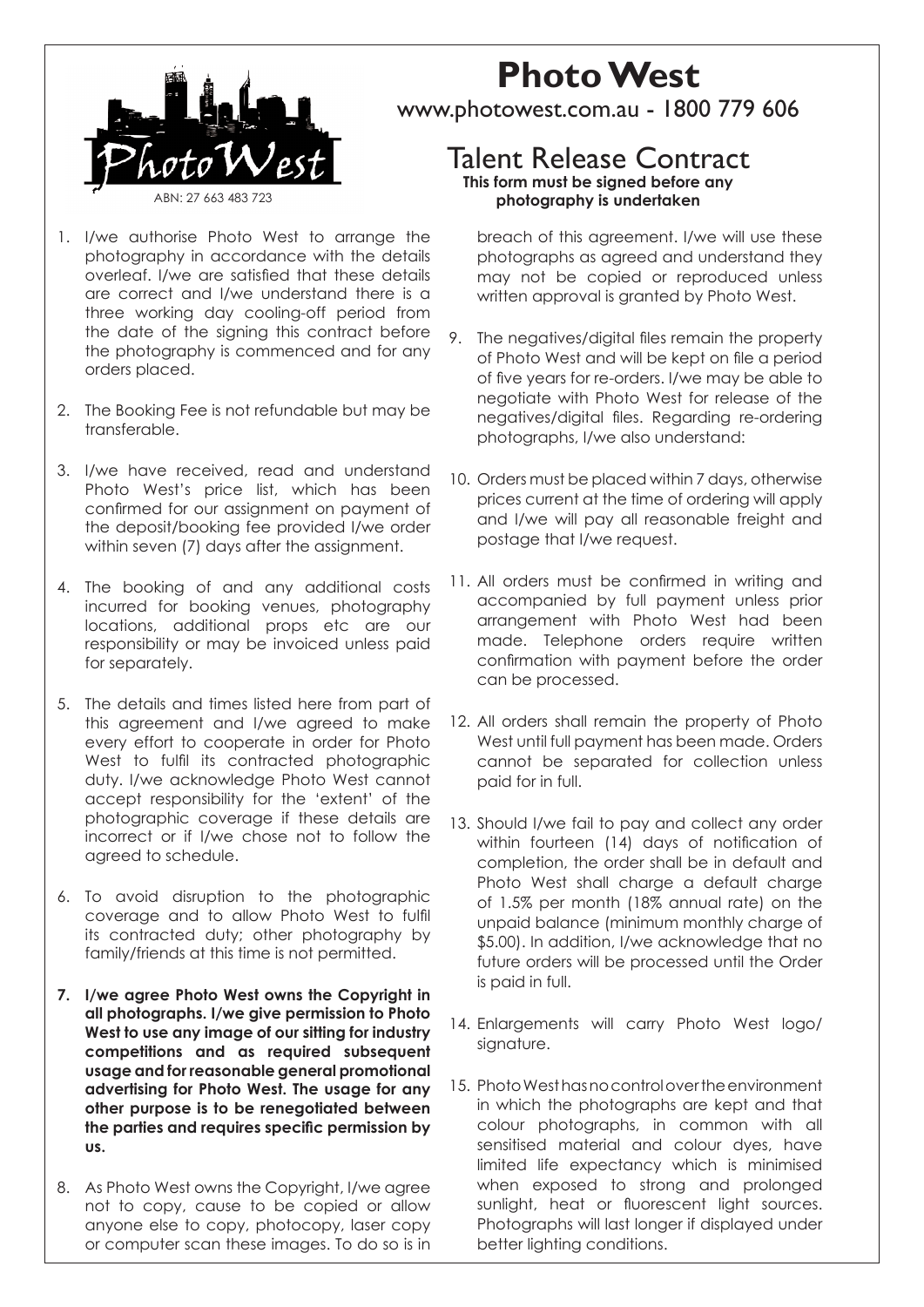ABN: 27 663 483 723

# Photo West

www.photowest.com.au - 1800 779 606

## Talent Release Contract

**This form must be signed before any photography is undertaken**

1. I/we authorise Photo West to arrange the photography in accordance with the details overleaf. I/we are satisfied that these details are correct and I/we understand there is a three working day cooling-off period from the date of the signing this contract before the photography is commenced and for any orders placed.

2. The Booking Fee is not refundable but may be transferable.

3. I/we have received, read and understand Photo West's price list, which has been confirmed for our assignment on payment of the deposit/booking fee provided I/we order within seven (7) days after the assignment.

4. The booking of and any additional costs incurred for booking venues, photography locations, additional props etc are our responsibility or may be invoiced unless paid for separately.

5. The details and times listed here from part of this agreement and I/we agreed to make every effort to cooperate in order for Photo West to fulfil its contracted photographic duty. I/we acknowledge Photo West cannot accept responsibility for the 'extent' of the photographic coverage if these details are incorrect or if I/we chose not to follow the agreed to schedule.

6. To avoid disruption to the photographic coverage and to allow Photo West to fulfil its contracted duty; other photography by family/friends at this time is not permitted.

7. **I/we agree Photo West owns the Copyright in all photographs. I/we give permission to Photo West to use any image of our sitting for industry competitions and as required subsequent usage and for reasonable general promotional advertising for Photo West. The usage for any other purpose is to be renegotiated between the parties and requires specific permission by us.**

8. As Photo West owns the Copyright, I/we agree not to copy, cause to be copied or allow anyone else to copy, photocopy, laser copy or computer scan these images. To do so is in breach of this agreement. I/we will use these photographs as agreed and understand they may not be copied or reproduced unless written approval is granted by Photo West.

9. The negatives/digital files remain the property of Photo West and will be kept on file a period of five years for re-orders. I/we may be able to negotiate with Photo West for release of the negatives/digital files. Regarding re-ordering photographs, I/we also understand:

10. Orders must be placed within 7 days, otherwise prices current at the time of ordering will apply and I/we will pay all reasonable freight and postage that I/we request.

11. All orders must be confirmed in writing and accompanied by full payment unless prior arrangement with Photo West had been made. Telephone orders require written confirmation with payment before the order can be processed.

12. All orders shall remain the property of Photo West until full payment has been made. Orders cannot be separated for collection unless paid for in full.

13. Should I/we fail to pay and collect any order within fourteen (14) days of notification of completion, the order shall be in default and Photo West shall charge a default charge of 1.5% per month (18% annual rate) on the unpaid balance (minimum monthly charge of $5.00). In addition, I/we acknowledge that no future orders will be processed until the Order is paid in full.

14. Enlargements will carry Photo West logo/ signature.

15. Photo West has no control over the environment in which the photographs are kept and that colour photographs, in common with all sensitised material and colour dyes, have limited life expectancy which is minimised when exposed to strong and prolonged sunlight, heat or fluorescent light sources. Photographs will last longer if displayed under better lighting conditions.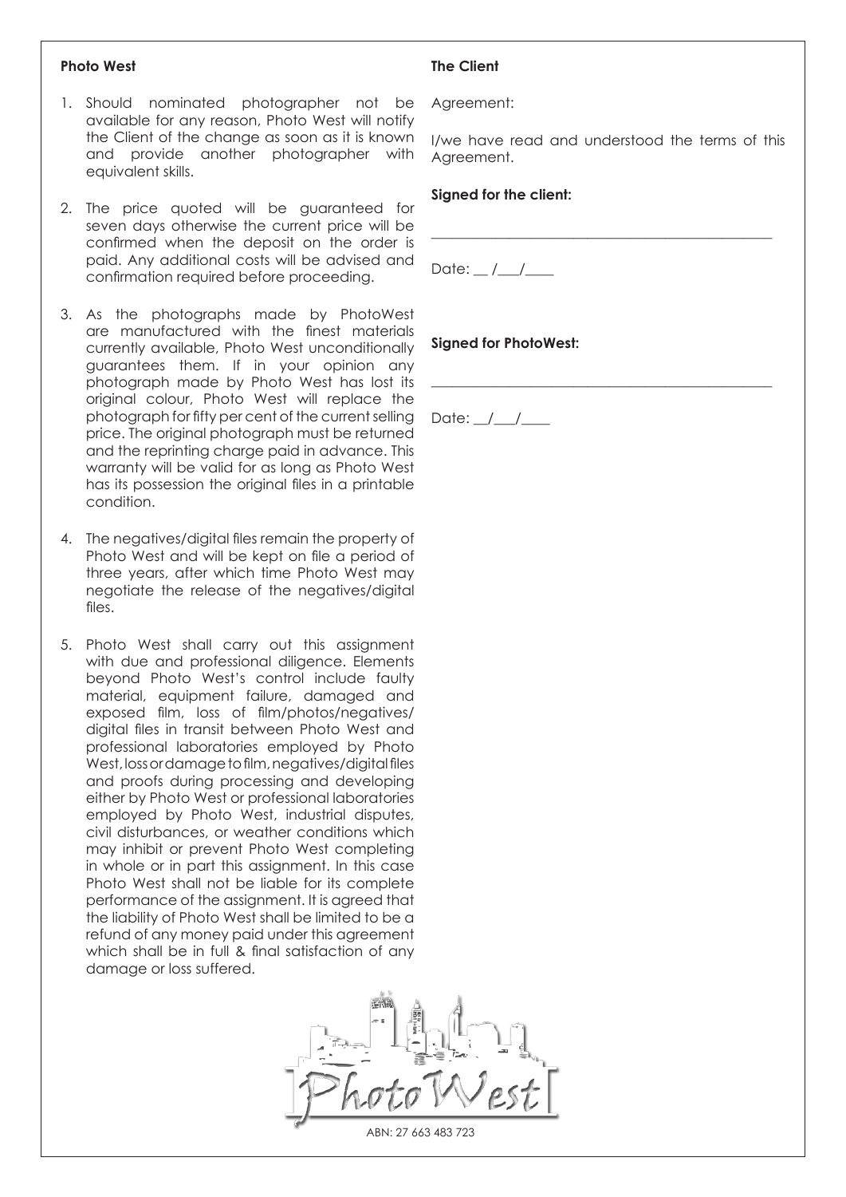**Photo West**

1. Should nominated photographer not be available for any reason, Photo West will notify the Client of the change as soon as it is known and provide another photographer with equivalent skills.

2. The price quoted will be guaranteed for seven days otherwise the current price will be confirmed when the deposit on the order is paid. Any additional costs will be advised and confirmation required before proceeding.

3. As the photographs made by PhotoWest are manufactured with the finest materials currently available, Photo West unconditionally guarantees them. If in your opinion any photograph made by Photo West has lost its original colour, Photo West will replace the photograph for fifty per cent of the current selling price. The original photograph must be returned and the reprinting charge paid in advance. This warranty will be valid for as long as Photo West has its possession the original files in a printable condition.

4. The negatives/digital files remain the property of Photo West and will be kept on file a period of three years, after which time Photo West may negotiate the release of the negatives/digital files.

5. Photo West shall carry out this assignment with due and professional diligence. Elements beyond Photo West's control include faulty material, equipment failure, damaged and exposed film, loss of film/photos/negatives/ digital files in transit between Photo West and professional laboratories employed by Photo West, loss or damage to film, negatives/digital files and proofs during processing and developing either by Photo West or professional laboratories employed by Photo West, industrial disputes, civil disturbances, or weather conditions which may inhibit or prevent Photo West completing in whole or in part this assignment. In this case Photo West shall not be liable for its complete performance of the assignment. It is agreed that the liability of Photo West shall be limited to be a refund of any money paid under this agreement which shall be in full & final satisfaction of any damage or loss suffered.

**The Client**

Agreement:

I/we have read and understood the terms of this Agreement.

**Signed for the client:**

_______________________________________________

Date: __ /___/____

**Signed for PhotoWest:**

_______________________________________________

Date: __/___/____

PhotoWest

ABN: 27 663 483 723